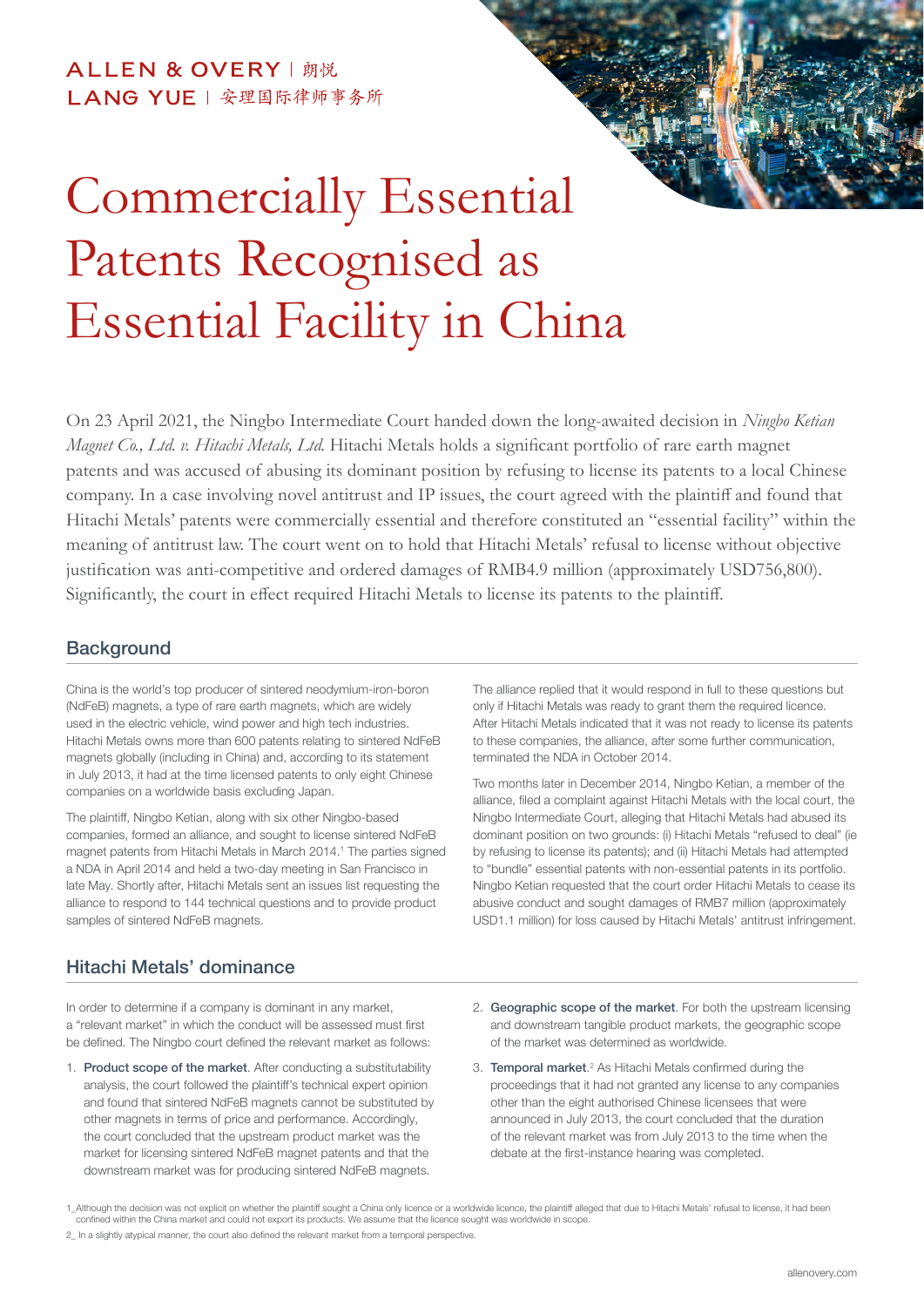ALLEN & OVERY | 朗悦
LANG YUE | 安理国际律师事务所

# Commercially Essential Patents Recognised as Essential Facility in China

On 23 April 2021, the Ningbo Intermediate Court handed down the long-awaited decision in *Ningbo Ketian Magnet Co., Ltd. v. Hitachi Metals, Ltd.* Hitachi Metals holds a significant portfolio of rare earth magnet patents and was accused of abusing its dominant position by refusing to license its patents to a local Chinese company. In a case involving novel antitrust and IP issues, the court agreed with the plaintiff and found that Hitachi Metals' patents were commercially essential and therefore constituted an "essential facility" within the meaning of antitrust law. The court went on to hold that Hitachi Metals' refusal to license without objective justification was anti-competitive and ordered damages of RMB4.9 million (approximately USD756,800). Significantly, the court in effect required Hitachi Metals to license its patents to the plaintiff.

## Background

China is the world's top producer of sintered neodymium-iron-boron (NdFeB) magnets, a type of rare earth magnets, which are widely used in the electric vehicle, wind power and high tech industries. Hitachi Metals owns more than 600 patents relating to sintered NdFeB magnets globally (including in China) and, according to its statement in July 2013, it had at the time licensed patents to only eight Chinese companies on a worldwide basis excluding Japan.

The plaintiff, Ningbo Ketian, along with six other Ningbo-based companies, formed an alliance, and sought to license sintered NdFeB magnet patents from Hitachi Metals in March 2014.[1] The parties signed a NDA in April 2014 and held a two-day meeting in San Francisco in late May. Shortly after, Hitachi Metals sent an issues list requesting the alliance to respond to 144 technical questions and to provide product samples of sintered NdFeB magnets.

The alliance replied that it would respond in full to these questions but only if Hitachi Metals was ready to grant them the required licence. After Hitachi Metals indicated that it was not ready to license its patents to these companies, the alliance, after some further communication, terminated the NDA in October 2014.

Two months later in December 2014, Ningbo Ketian, a member of the alliance, filed a complaint against Hitachi Metals with the local court, the Ningbo Intermediate Court, alleging that Hitachi Metals had abused its dominant position on two grounds: (i) Hitachi Metals "refused to deal" (ie by refusing to license its patents); and (ii) Hitachi Metals had attempted to "bundle" essential patents with non-essential patents in its portfolio. Ningbo Ketian requested that the court order Hitachi Metals to cease its abusive conduct and sought damages of RMB7 million (approximately USD1.1 million) for loss caused by Hitachi Metals' antitrust infringement.

## Hitachi Metals' dominance

In order to determine if a company is dominant in any market, a "relevant market" in which the conduct will be assessed must first be defined. The Ningbo court defined the relevant market as follows:

1. **Product scope of the market**. After conducting a substitutability analysis, the court followed the plaintiff's technical expert opinion and found that sintered NdFeB magnets cannot be substituted by other magnets in terms of price and performance. Accordingly, the court concluded that the upstream product market was the market for licensing sintered NdFeB magnet patents and that the downstream market was for producing sintered NdFeB magnets.
2. **Geographic scope of the market**. For both the upstream licensing and downstream tangible product markets, the geographic scope of the market was determined as worldwide.
3. **Temporal market**.[2] As Hitachi Metals confirmed during the proceedings that it had not granted any license to any companies other than the eight authorised Chinese licensees that were announced in July 2013, the court concluded that the duration of the relevant market was from July 2013 to the time when the debate at the first-instance hearing was completed.

1_Although the decision was not explicit on whether the plaintiff sought a China only licence or a worldwide licence, the plaintiff alleged that due to Hitachi Metals' refusal to license, it had been confined within the China market and could not export its products. We assume that the licence sought was worldwide in scope.

2_ In a slightly atypical manner, the court also defined the relevant market from a temporal perspective.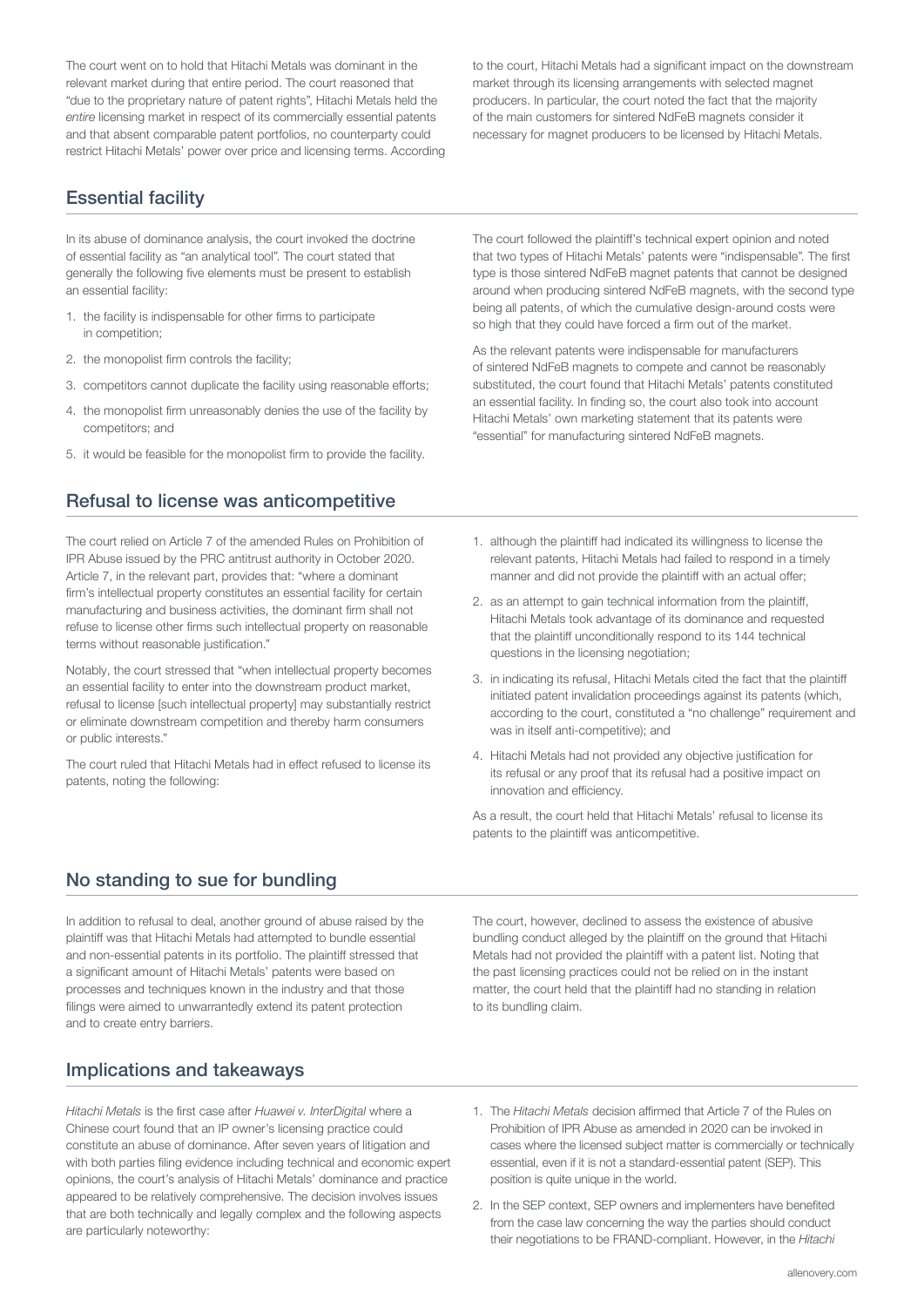The court went on to hold that Hitachi Metals was dominant in the relevant market during that entire period. The court reasoned that "due to the proprietary nature of patent rights", Hitachi Metals held the *entire* licensing market in respect of its commercially essential patents and that absent comparable patent portfolios, no counterparty could restrict Hitachi Metals' power over price and licensing terms. According to the court, Hitachi Metals had a significant impact on the downstream market through its licensing arrangements with selected magnet producers. In particular, the court noted the fact that the majority of the main customers for sintered NdFeB magnets consider it necessary for magnet producers to be licensed by Hitachi Metals.

## Essential facility

In its abuse of dominance analysis, the court invoked the doctrine of essential facility as "an analytical tool". The court stated that generally the following five elements must be present to establish an essential facility:

1. the facility is indispensable for other firms to participate in competition;
2. the monopolist firm controls the facility;
3. competitors cannot duplicate the facility using reasonable efforts;
4. the monopolist firm unreasonably denies the use of the facility by competitors; and
5. it would be feasible for the monopolist firm to provide the facility.

The court followed the plaintiff's technical expert opinion and noted that two types of Hitachi Metals' patents were "indispensable". The first type is those sintered NdFeB magnet patents that cannot be designed around when producing sintered NdFeB magnets, with the second type being all patents, of which the cumulative design-around costs were so high that they could have forced a firm out of the market.

As the relevant patents were indispensable for manufacturers of sintered NdFeB magnets to compete and cannot be reasonably substituted, the court found that Hitachi Metals' patents constituted an essential facility. In finding so, the court also took into account Hitachi Metals' own marketing statement that its patents were "essential" for manufacturing sintered NdFeB magnets.

## Refusal to license was anticompetitive

The court relied on Article 7 of the amended Rules on Prohibition of IPR Abuse issued by the PRC antitrust authority in October 2020. Article 7, in the relevant part, provides that: "where a dominant firm's intellectual property constitutes an essential facility for certain manufacturing and business activities, the dominant firm shall not refuse to license other firms such intellectual property on reasonable terms without reasonable justification."

Notably, the court stressed that "when intellectual property becomes an essential facility to enter into the downstream product market, refusal to license [such intellectual property] may substantially restrict or eliminate downstream competition and thereby harm consumers or public interests."

The court ruled that Hitachi Metals had in effect refused to license its patents, noting the following:

1. although the plaintiff had indicated its willingness to license the relevant patents, Hitachi Metals had failed to respond in a timely manner and did not provide the plaintiff with an actual offer;
2. as an attempt to gain technical information from the plaintiff, Hitachi Metals took advantage of its dominance and requested that the plaintiff unconditionally respond to its 144 technical questions in the licensing negotiation;
3. in indicating its refusal, Hitachi Metals cited the fact that the plaintiff initiated patent invalidation proceedings against its patents (which, according to the court, constituted a "no challenge" requirement and was in itself anti-competitive); and
4. Hitachi Metals had not provided any objective justification for its refusal or any proof that its refusal had a positive impact on innovation and efficiency.

As a result, the court held that Hitachi Metals' refusal to license its patents to the plaintiff was anticompetitive.

## No standing to sue for bundling

In addition to refusal to deal, another ground of abuse raised by the plaintiff was that Hitachi Metals had attempted to bundle essential and non-essential patents in its portfolio. The plaintiff stressed that a significant amount of Hitachi Metals' patents were based on processes and techniques known in the industry and that those filings were aimed to unwarrantedly extend its patent protection and to create entry barriers.

The court, however, declined to assess the existence of abusive bundling conduct alleged by the plaintiff on the ground that Hitachi Metals had not provided the plaintiff with a patent list. Noting that the past licensing practices could not be relied on in the instant matter, the court held that the plaintiff had no standing in relation to its bundling claim.

## Implications and takeaways

*Hitachi Metals* is the first case after *Huawei v. InterDigital* where a Chinese court found that an IP owner's licensing practice could constitute an abuse of dominance. After seven years of litigation and with both parties filing evidence including technical and economic expert opinions, the court's analysis of Hitachi Metals' dominance and practice appeared to be relatively comprehensive. The decision involves issues that are both technically and legally complex and the following aspects are particularly noteworthy:

1. The *Hitachi Metals* decision affirmed that Article 7 of the Rules on Prohibition of IPR Abuse as amended in 2020 can be invoked in cases where the licensed subject matter is commercially or technically essential, even if it is not a standard-essential patent (SEP). This position is quite unique in the world.
2. In the SEP context, SEP owners and implementers have benefited from the case law concerning the way the parties should conduct their negotiations to be FRAND-compliant. However, in the *Hitachi*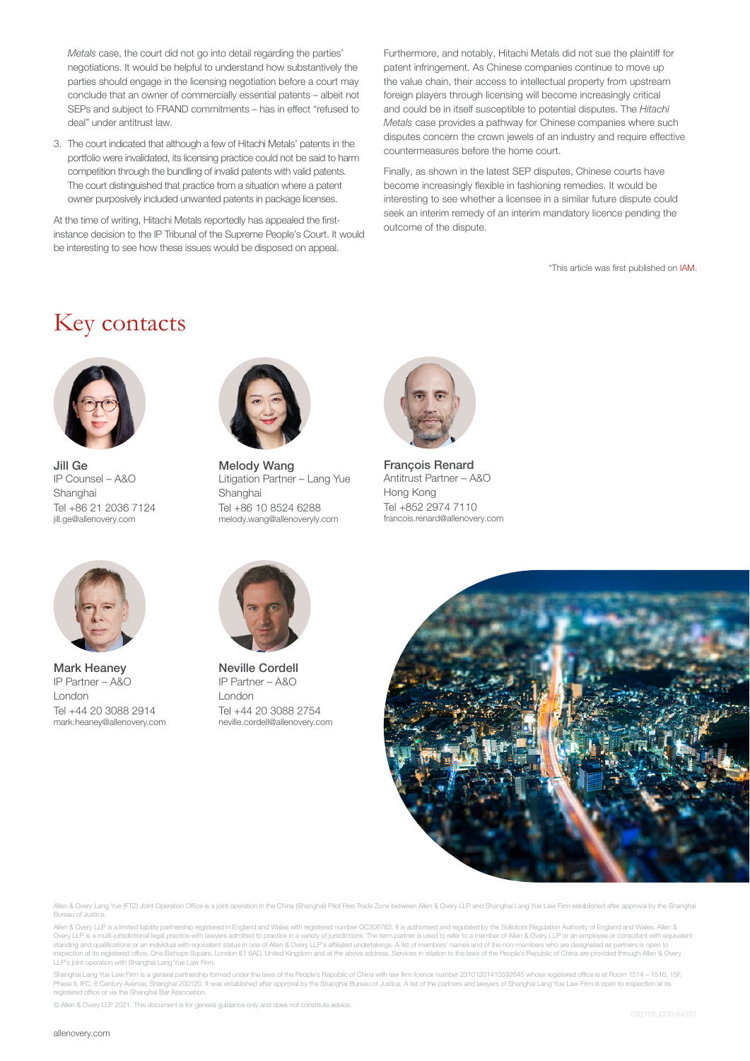*Metals* case, the court did not go into detail regarding the parties' negotiations. It would be helpful to understand how substantively the parties should engage in the licensing negotiation before a court may conclude that an owner of commercially essential patents – albeit not SEPs and subject to FRAND commitments – has in effect "refused to deal" under antitrust law.

3. The court indicated that although a few of Hitachi Metals' patents in the portfolio were invalidated, its licensing practice could not be said to harm competition through the bundling of invalid patents with valid patents. The court distinguished that practice from a situation where a patent owner purposively included unwanted patents in package licenses.

At the time of writing, Hitachi Metals reportedly has appealed the first-instance decision to the IP Tribunal of the Supreme People's Court. It would be interesting to see how these issues would be disposed on appeal.

Furthermore, and notably, Hitachi Metals did not sue the plaintiff for patent infringement. As Chinese companies continue to move up the value chain, their access to intellectual property from upstream foreign players through licensing will become increasingly critical and could be in itself susceptible to potential disputes. The *Hitachi Metals* case provides a pathway for Chinese companies where such disputes concern the crown jewels of an industry and require effective countermeasures before the home court.

Finally, as shown in the latest SEP disputes, Chinese courts have become increasingly flexible in fashioning remedies. It would be interesting to see whether a licensee in a similar future dispute could seek an interim remedy of an interim mandatory licence pending the outcome of the dispute.

*This article was first published on IAM.

# Key contacts

**Jill Ge**
IP Counsel – A&O
Shanghai
Tel +86 21 2036 7124
jill.ge@allenovery.com

**Melody Wang**
Litigation Partner – Lang Yue
Shanghai
Tel +86 10 8524 6288
melody.wang@allenoveryly.com

**François Renard**
Antitrust Partner – A&O
Hong Kong
Tel +852 2974 7110
francois.renard@allenovery.com

**Mark Heaney**
IP Partner – A&O
London
Tel +44 20 3088 2914
mark.heaney@allenovery.com

**Neville Cordell**
IP Partner – A&O
London
Tel +44 20 3088 2754
neville.cordell@allenovery.com

Allen & Overy Lang Yue (FTZ) Joint Operation Office is a joint operation in the China (Shanghai) Pilot Free Trade Zone between Allen & Overy LLP and Shanghai Lang Yue Law Firm established after approval by the Shanghai Bureau of Justice.

Allen & Overy LLP is a limited liability partnership registered in England and Wales with registered number OC306763. It is authorised and regulated by the Solicitors Regulation Authority of England and Wales. Allen & Overy LLP is a multi-jurisdictional legal practice with lawyers admitted to practice in a variety of jurisdictions. The term partner is used to refer to a member of Allen & Overy LLP or an employee or consultant with equivalent standing and qualifications or an individual with equivalent status in one of Allen & Overy LLP's affiliated undertakings. A list of members' names and of the non-members who are designated as partners is open to inspection at its registered office, One Bishops Square, London E1 6AD, United Kingdom and at the above address. Services in relation to the laws of the People's Republic of China are provided through Allen & Overy LLP's joint operation with Shanghai Lang Yue Law Firm.

Shanghai Lang Yue Law Firm is a general partnership formed under the laws of the People's Republic of China with law firm licence number 23101201410592645 whose registered office is at Room 1514 – 1516, 15F, Phase II, IFC, 8 Century Avenue, Shanghai 200120. It was established after approval by the Shanghai Bureau of Justice. A list of the partners and lawyers of Shanghai Lang Yue Law Firm is open to inspection at its registered office or via the Shanghai Bar Association.

© Allen & Overy LLP 2021. This document is for general guidance only and does not constitute advice.

CS2105_CDD-64510

allenovery.com